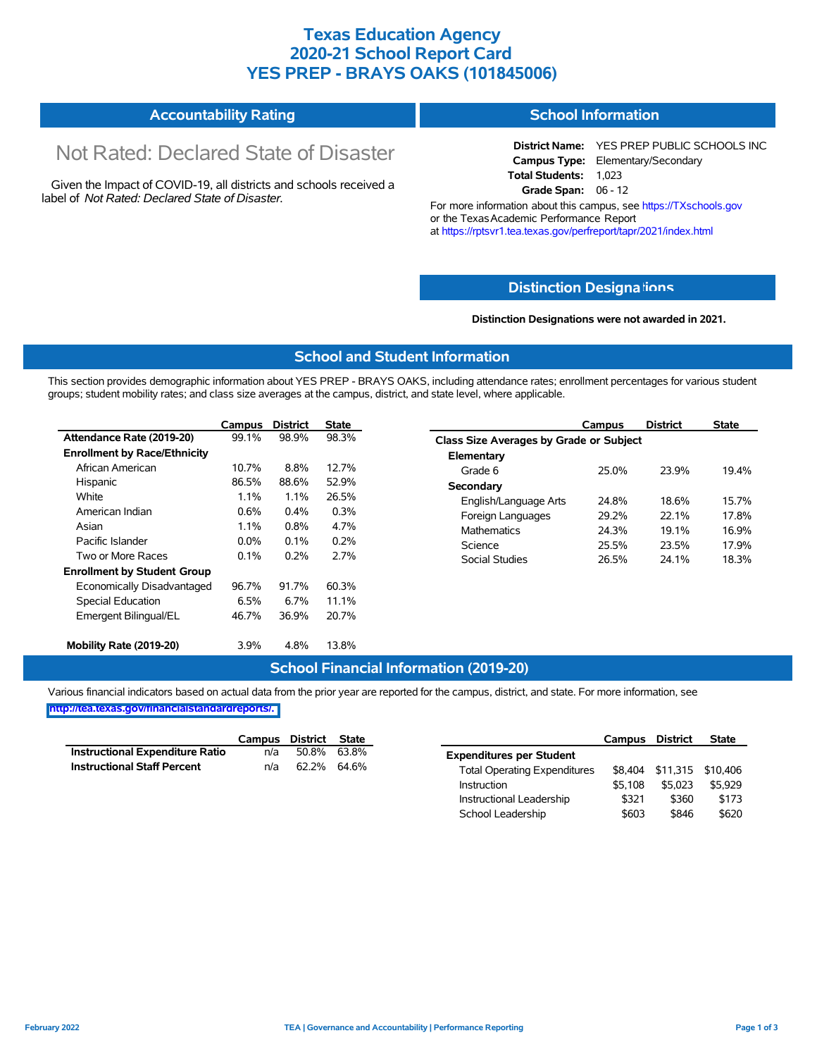# Texas Education Agency
# 2020-21 School Report Card
# YES PREP - BRAYS OAKS (101845006)

## Accountability Rating

Not Rated: Declared State of Disaster

Given the Impact of COVID-19, all districts and schools received a label of *Not Rated: Declared State of Disaster*.

## School Information

**District Name:** YES PREP PUBLIC SCHOOLS INC
**Campus Type:** Elementary/Secondary
**Total Students:** 1,023
**Grade Span:** 06 - 12

For more information about this campus, see https://TXschools.gov or the Texas Academic Performance Report at https://rptsvr1.tea.texas.gov/perfreport/tapr/2021/index.html

## Distinction Designations

**Distinction Designations were not awarded in 2021.**

## School and Student Information

This section provides demographic information about YES PREP - BRAYS OAKS, including attendance rates; enrollment percentages for various student groups; student mobility rates; and class size averages at the campus, district, and state level, where applicable.

| | Campus | District | State |
|---|---|---|---|
| **Attendance Rate (2019-20)** | 99.1% | 98.9% | 98.3% |
| **Enrollment by Race/Ethnicity** | | | |
| African American | 10.7% | 8.8% | 12.7% |
| Hispanic | 86.5% | 88.6% | 52.9% |
| White | 1.1% | 1.1% | 26.5% |
| American Indian | 0.6% | 0.4% | 0.3% |
| Asian | 1.1% | 0.8% | 4.7% |
| Pacific Islander | 0.0% | 0.1% | 0.2% |
| Two or More Races | 0.1% | 0.2% | 2.7% |
| **Enrollment by Student Group** | | | |
| Economically Disadvantaged | 96.7% | 91.7% | 60.3% |
| Special Education | 6.5% | 6.7% | 11.1% |
| Emergent Bilingual/EL | 46.7% | 36.9% | 20.7% |
| **Mobility Rate (2019-20)** | 3.9% | 4.8% | 13.8% |

| | Campus | District | State |
|---|---|---|---|
| **Class Size Averages by Grade or Subject** | | | |
| **Elementary** | | | |
| Grade 6 | 25.0% | 23.9% | 19.4% |
| **Secondary** | | | |
| English/Language Arts | 24.8% | 18.6% | 15.7% |
| Foreign Languages | 29.2% | 22.1% | 17.8% |
| Mathematics | 24.3% | 19.1% | 16.9% |
| Science | 25.5% | 23.5% | 17.9% |
| Social Studies | 26.5% | 24.1% | 18.3% |

## School Financial Information (2019-20)

Various financial indicators based on actual data from the prior year are reported for the campus, district, and state. For more information, see http://tea.texas.gov/financialstandardreports/.

| | Campus | District | State |
|---|---|---|---|
| **Instructional Expenditure Ratio** | n/a | 50.8% | 63.8% |
| **Instructional Staff Percent** | n/a | 62.2% | 64.6% |

| | Campus | District | State |
|---|---|---|---|
| **Expenditures per Student** | | | |
| Total Operating Expenditures | $8,404 | $11,315 | $10,406 |
| Instruction | $5,108 | $5,023 | $5,929 |
| Instructional Leadership | $321 | $360 | $173 |
| School Leadership | $603 | $846 | $620 |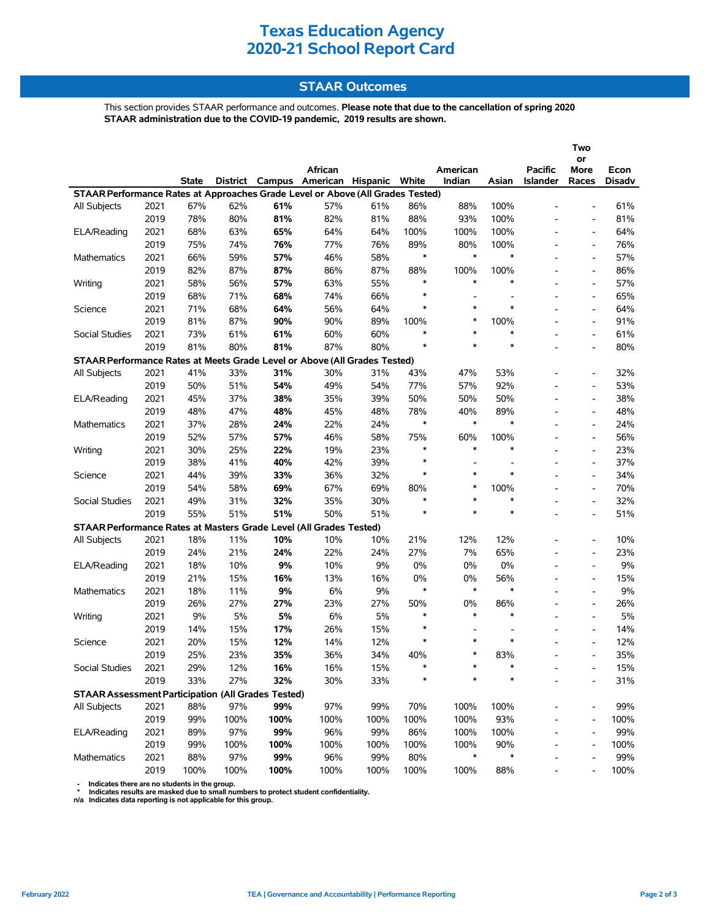# Texas Education Agency
# 2020-21 School Report Card

## STAAR Outcomes

This section provides STAAR performance and outcomes. **Please note that due to the cancellation of spring 2020 STAAR administration due to the COVID-19 pandemic, 2019 results are shown.**

| | | State | District | Campus | African American | Hispanic | White | American Indian | Asian | Pacific Islander | Two or More Races | Econ Disadv |
|---|---|---|---|---|---|---|---|---|---|---|---|---|
| **STAAR Performance Rates at Approaches Grade Level or Above (All Grades Tested)** | | | | | | | | | | | | |
| All Subjects | 2021 | 67% | 62% | **61%** | 57% | 61% | 86% | 88% | 100% | - | - | 61% |
| | 2019 | 78% | 80% | **81%** | 82% | 81% | 88% | 93% | 100% | - | - | 81% |
| ELA/Reading | 2021 | 68% | 63% | **65%** | 64% | 64% | 100% | 100% | 100% | - | - | 64% |
| | 2019 | 75% | 74% | **76%** | 77% | 76% | 89% | 80% | 100% | - | - | 76% |
| Mathematics | 2021 | 66% | 59% | **57%** | 46% | 58% | * | * | * | - | - | 57% |
| | 2019 | 82% | 87% | **87%** | 86% | 87% | 88% | 100% | 100% | - | - | 86% |
| Writing | 2021 | 58% | 56% | **57%** | 63% | 55% | * | * | * | - | - | 57% |
| | 2019 | 68% | 71% | **68%** | 74% | 66% | * | - | - | - | - | 65% |
| Science | 2021 | 71% | 68% | **64%** | 56% | 64% | * | * | * | - | - | 64% |
| | 2019 | 81% | 87% | **90%** | 90% | 89% | 100% | * | 100% | - | - | 91% |
| Social Studies | 2021 | 73% | 61% | **61%** | 60% | 60% | * | * | * | - | - | 61% |
| | 2019 | 81% | 80% | **81%** | 87% | 80% | * | * | * | - | - | 80% |
| **STAAR Performance Rates at Meets Grade Level or Above (All Grades Tested)** | | | | | | | | | | | | |
| All Subjects | 2021 | 41% | 33% | **31%** | 30% | 31% | 43% | 47% | 53% | - | - | 32% |
| | 2019 | 50% | 51% | **54%** | 49% | 54% | 77% | 57% | 92% | - | - | 53% |
| ELA/Reading | 2021 | 45% | 37% | **38%** | 35% | 39% | 50% | 50% | 50% | - | - | 38% |
| | 2019 | 48% | 47% | **48%** | 45% | 48% | 78% | 40% | 89% | - | - | 48% |
| Mathematics | 2021 | 37% | 28% | **24%** | 22% | 24% | * | * | * | - | - | 24% |
| | 2019 | 52% | 57% | **57%** | 46% | 58% | 75% | 60% | 100% | - | - | 56% |
| Writing | 2021 | 30% | 25% | **22%** | 19% | 23% | * | * | * | - | - | 23% |
| | 2019 | 38% | 41% | **40%** | 42% | 39% | * | - | - | - | - | 37% |
| Science | 2021 | 44% | 39% | **33%** | 36% | 32% | * | * | * | - | - | 34% |
| | 2019 | 54% | 58% | **69%** | 67% | 69% | 80% | * | 100% | - | - | 70% |
| Social Studies | 2021 | 49% | 31% | **32%** | 35% | 30% | * | * | * | - | - | 32% |
| | 2019 | 55% | 51% | **51%** | 50% | 51% | * | * | * | - | - | 51% |
| **STAAR Performance Rates at Masters Grade Level (All Grades Tested)** | | | | | | | | | | | | |
| All Subjects | 2021 | 18% | 11% | **10%** | 10% | 10% | 21% | 12% | 12% | - | - | 10% |
| | 2019 | 24% | 21% | **24%** | 22% | 24% | 27% | 7% | 65% | - | - | 23% |
| ELA/Reading | 2021 | 18% | 10% | **9%** | 10% | 9% | 0% | 0% | 0% | - | - | 9% |
| | 2019 | 21% | 15% | **16%** | 13% | 16% | 0% | 0% | 56% | - | - | 15% |
| Mathematics | 2021 | 18% | 11% | **9%** | 6% | 9% | * | * | * | - | - | 9% |
| | 2019 | 26% | 27% | **27%** | 23% | 27% | 50% | 0% | 86% | - | - | 26% |
| Writing | 2021 | 9% | 5% | **5%** | 6% | 5% | * | * | * | - | - | 5% |
| | 2019 | 14% | 15% | **17%** | 26% | 15% | * | - | - | - | - | 14% |
| Science | 2021 | 20% | 15% | **12%** | 14% | 12% | * | * | * | - | - | 12% |
| | 2019 | 25% | 23% | **35%** | 36% | 34% | 40% | * | 83% | - | - | 35% |
| Social Studies | 2021 | 29% | 12% | **16%** | 16% | 15% | * | * | * | - | - | 15% |
| | 2019 | 33% | 27% | **32%** | 30% | 33% | * | * | * | - | - | 31% |
| **STAAR Assessment Participation (All Grades Tested)** | | | | | | | | | | | | |
| All Subjects | 2021 | 88% | 97% | **99%** | 97% | 99% | 70% | 100% | 100% | - | - | 99% |
| | 2019 | 99% | 100% | **100%** | 100% | 100% | 100% | 100% | 93% | - | - | 100% |
| ELA/Reading | 2021 | 89% | 97% | **99%** | 96% | 99% | 86% | 100% | 100% | - | - | 99% |
| | 2019 | 99% | 100% | **100%** | 100% | 100% | 100% | 100% | 90% | - | - | 100% |
| Mathematics | 2021 | 88% | 97% | **99%** | 96% | 99% | 80% | * | * | - | - | 99% |
| | 2019 | 100% | 100% | **100%** | 100% | 100% | 100% | 100% | 88% | - | - | 100% |

- Indicates there are no students in the group.
\* Indicates results are masked due to small numbers to protect student confidentiality.
n/a Indicates data reporting is not applicable for this group.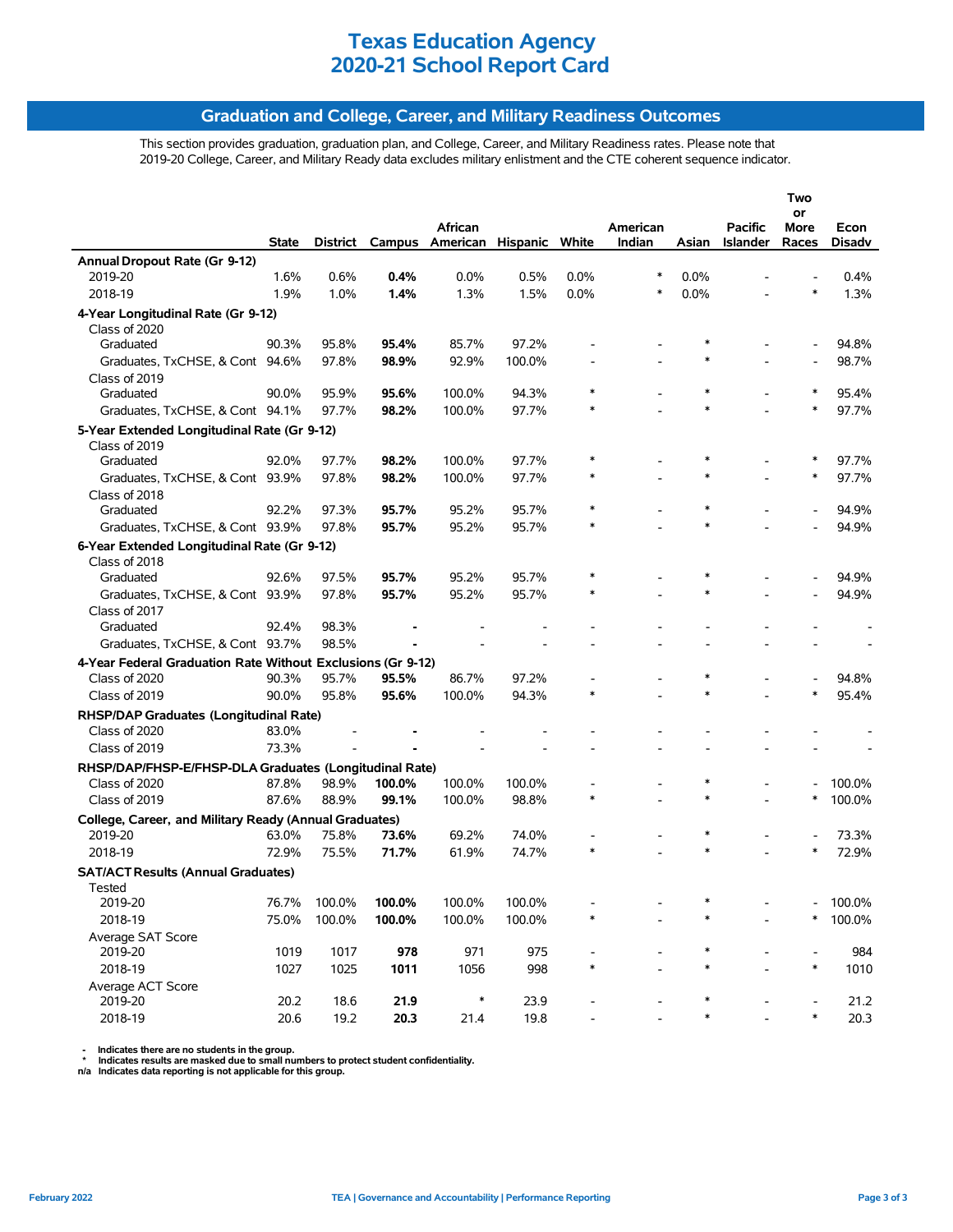# Texas Education Agency
# 2020-21 School Report Card

## Graduation and College, Career, and Military Readiness Outcomes

This section provides graduation, graduation plan, and College, Career, and Military Readiness rates. Please note that 2019-20 College, Career, and Military Ready data excludes military enlistment and the CTE coherent sequence indicator.

| | State | District | Campus | African American | Hispanic | White | American Indian | Asian | Pacific Islander | Two or More Races | Econ Disadv |
|---|---|---|---|---|---|---|---|---|---|---|---|
| **Annual Dropout Rate (Gr 9-12)** | | | | | | | | | | | |
| 2019-20 | 1.6% | 0.6% | **0.4%** | 0.0% | 0.5% | 0.0% | * | 0.0% | - | - | 0.4% |
| 2018-19 | 1.9% | 1.0% | **1.4%** | 1.3% | 1.5% | 0.0% | * | 0.0% | - | * | 1.3% |
| **4-Year Longitudinal Rate (Gr 9-12)** | | | | | | | | | | | |
| Class of 2020 | | | | | | | | | | | |
| Graduated | 90.3% | 95.8% | **95.4%** | 85.7% | 97.2% | - | - | * | - | - | 94.8% |
| Graduates, TxCHSE, & Cont | 94.6% | 97.8% | **98.9%** | 92.9% | 100.0% | - | - | * | - | - | 98.7% |
| Class of 2019 | | | | | | | | | | | |
| Graduated | 90.0% | 95.9% | **95.6%** | 100.0% | 94.3% | * | - | * | - | * | 95.4% |
| Graduates, TxCHSE, & Cont | 94.1% | 97.7% | **98.2%** | 100.0% | 97.7% | * | - | * | - | * | 97.7% |
| **5-Year Extended Longitudinal Rate (Gr 9-12)** | | | | | | | | | | | |
| Class of 2019 | | | | | | | | | | | |
| Graduated | 92.0% | 97.7% | **98.2%** | 100.0% | 97.7% | * | - | * | - | * | 97.7% |
| Graduates, TxCHSE, & Cont | 93.9% | 97.8% | **98.2%** | 100.0% | 97.7% | * | - | * | - | * | 97.7% |
| Class of 2018 | | | | | | | | | | | |
| Graduated | 92.2% | 97.3% | **95.7%** | 95.2% | 95.7% | * | - | * | - | - | 94.9% |
| Graduates, TxCHSE, & Cont | 93.9% | 97.8% | **95.7%** | 95.2% | 95.7% | * | - | * | - | - | 94.9% |
| **6-Year Extended Longitudinal Rate (Gr 9-12)** | | | | | | | | | | | |
| Class of 2018 | | | | | | | | | | | |
| Graduated | 92.6% | 97.5% | **95.7%** | 95.2% | 95.7% | * | - | * | - | - | 94.9% |
| Graduates, TxCHSE, & Cont | 93.9% | 97.8% | **95.7%** | 95.2% | 95.7% | * | - | * | - | - | 94.9% |
| Class of 2017 | | | | | | | | | | | |
| Graduated | 92.4% | 98.3% | **-** | - | - | - | - | - | - | - | - |
| Graduates, TxCHSE, & Cont | 93.7% | 98.5% | **-** | - | - | - | - | - | - | - | - |
| **4-Year Federal Graduation Rate Without Exclusions (Gr 9-12)** | | | | | | | | | | | |
| Class of 2020 | 90.3% | 95.7% | **95.5%** | 86.7% | 97.2% | - | - | * | - | - | 94.8% |
| Class of 2019 | 90.0% | 95.8% | **95.6%** | 100.0% | 94.3% | * | - | * | - | * | 95.4% |
| **RHSP/DAP Graduates (Longitudinal Rate)** | | | | | | | | | | | |
| Class of 2020 | 83.0% | - | **-** | - | - | - | - | - | - | - | - |
| Class of 2019 | 73.3% | - | **-** | - | - | - | - | - | - | - | - |
| **RHSP/DAP/FHSP-E/FHSP-DLA Graduates (Longitudinal Rate)** | | | | | | | | | | | |
| Class of 2020 | 87.8% | 98.9% | **100.0%** | 100.0% | 100.0% | - | - | * | - | - | 100.0% |
| Class of 2019 | 87.6% | 88.9% | **99.1%** | 100.0% | 98.8% | * | - | * | - | * | 100.0% |
| **College, Career, and Military Ready (Annual Graduates)** | | | | | | | | | | | |
| 2019-20 | 63.0% | 75.8% | **73.6%** | 69.2% | 74.0% | - | - | * | - | - | 73.3% |
| 2018-19 | 72.9% | 75.5% | **71.7%** | 61.9% | 74.7% | * | - | * | - | * | 72.9% |
| **SAT/ACT Results (Annual Graduates)** | | | | | | | | | | | |
| Tested | | | | | | | | | | | |
| 2019-20 | 76.7% | 100.0% | **100.0%** | 100.0% | 100.0% | - | - | * | - | - | 100.0% |
| 2018-19 | 75.0% | 100.0% | **100.0%** | 100.0% | 100.0% | * | - | * | - | * | 100.0% |
| Average SAT Score | | | | | | | | | | | |
| 2019-20 | 1019 | 1017 | **978** | 971 | 975 | - | - | * | - | - | 984 |
| 2018-19 | 1027 | 1025 | **1011** | 1056 | 998 | * | - | * | - | * | 1010 |
| Average ACT Score | | | | | | | | | | | |
| 2019-20 | 20.2 | 18.6 | **21.9** | * | 23.9 | - | - | * | - | - | 21.2 |
| 2018-19 | 20.6 | 19.2 | **20.3** | 21.4 | 19.8 | - | - | * | - | * | 20.3 |

**-** Indicates there are no students in the group.
**\*** Indicates results are masked due to small numbers to protect student confidentiality.
**n/a** Indicates data reporting is not applicable for this group.